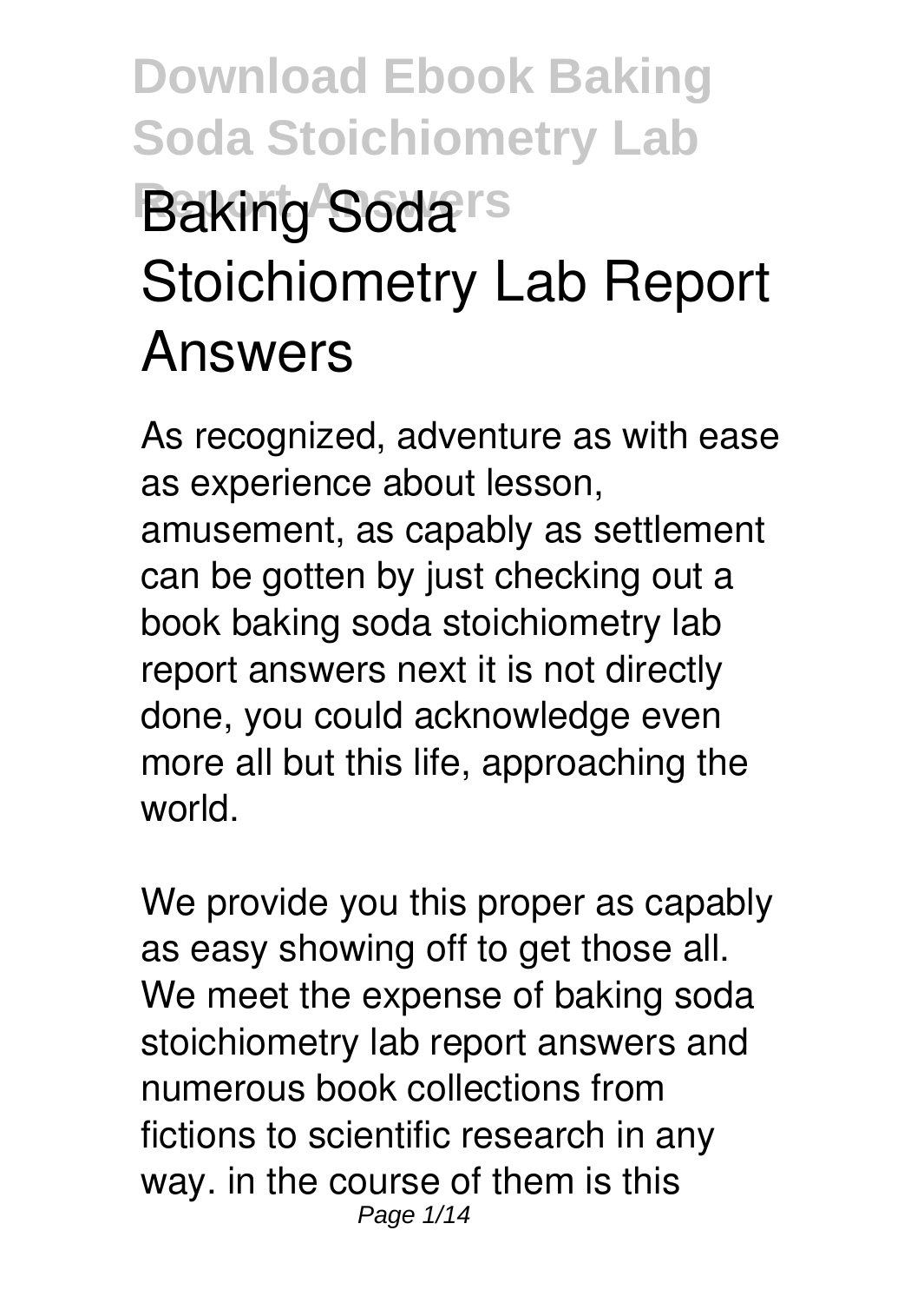# Baking Soda Stoichiometry Lab Report Answers

As recognized, adventure as with ease as experience about lesson, amusement, as capably as settlement can be gotten by just checking out a book baking soda stoichiometry lab report answers next it is not directly done, you could acknowledge even more all but this life, approaching the world.

We provide you this proper as capably as easy showing off to get those all. We meet the expense of baking soda stoichiometry lab report answers and numerous book collections from fictions to scientific research in any way. in the course of them is this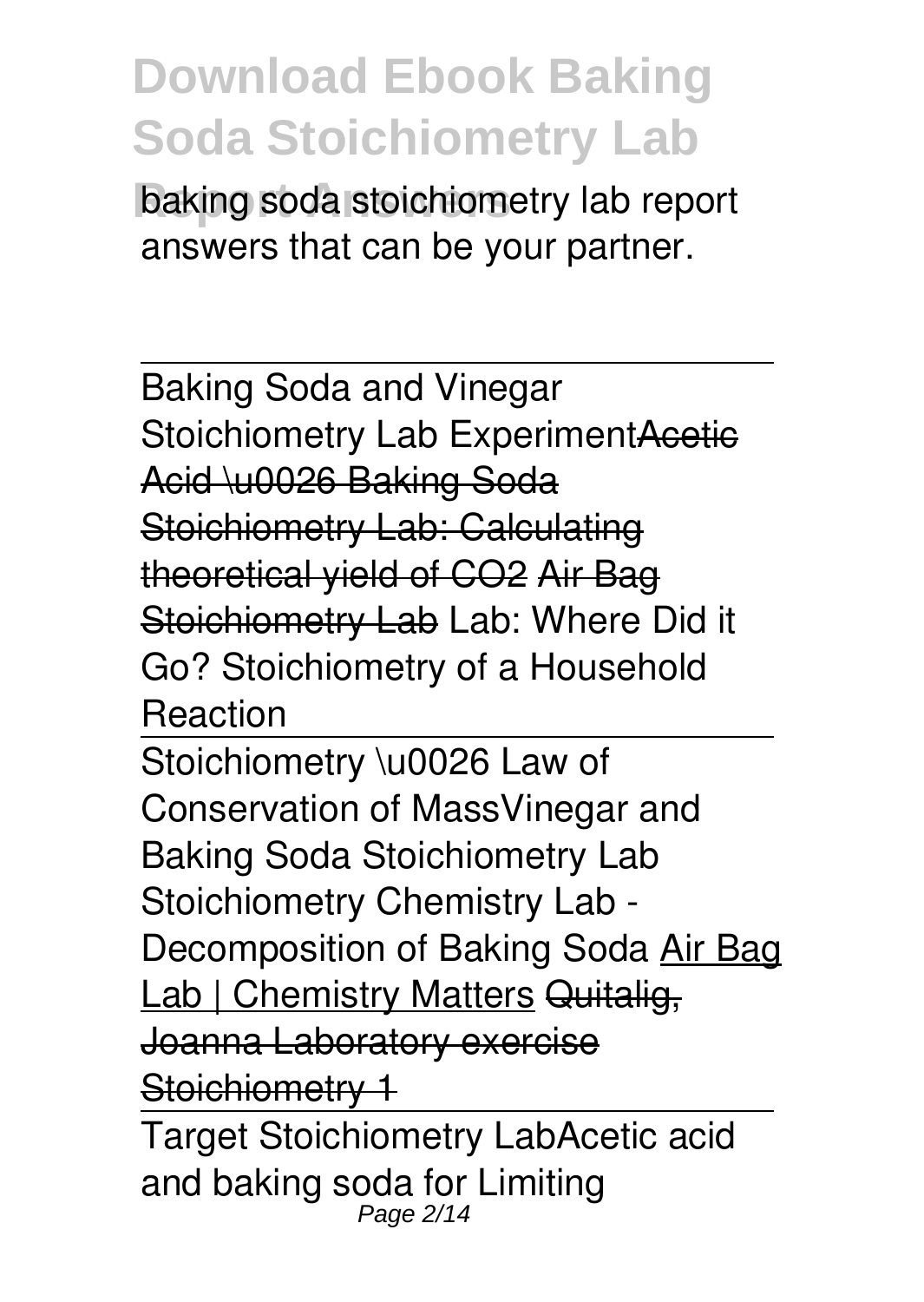baking soda stoichiometry lab report answers that can be your partner.

---

Baking Soda and Vinegar Stoichiometry Lab Experiment~~Acetic Acid \u0026 Baking Soda Stoichiometry Lab: Calculating theoretical yield of CO2~~ ~~Air Bag Stoichiometry Lab~~ Lab: Where Did it Go? Stoichiometry of a Household Reaction

---

Stoichiometry \u0026 Law of Conservation of MassVinegar and Baking Soda Stoichiometry Lab Stoichiometry Chemistry Lab - Decomposition of Baking Soda Air Bag Lab | Chemistry Matters ~~Quitalig, Joanna Laboratory exercise Stoichiometry 1~~

---

Target Stoichiometry LabAcetic acid and baking soda for Limiting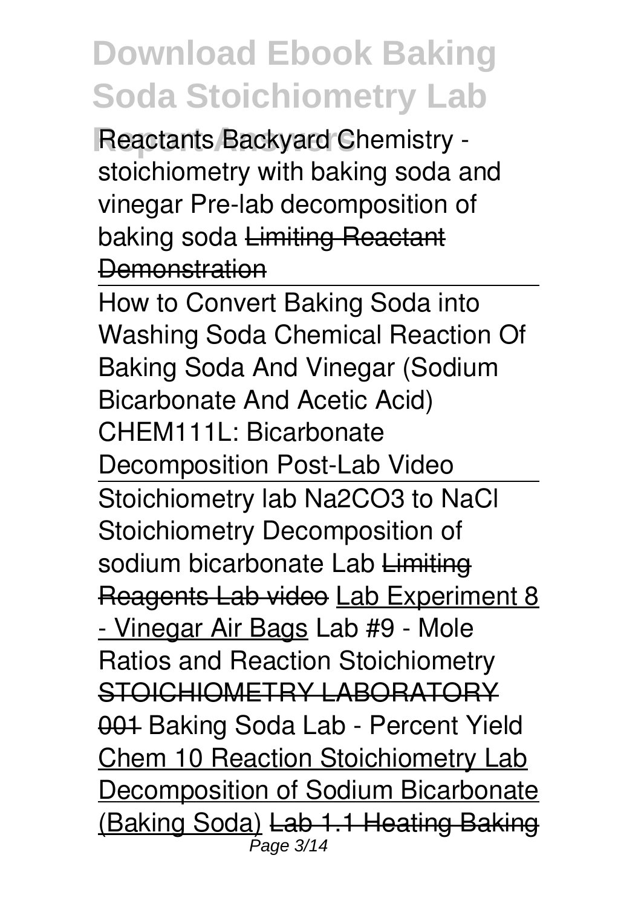Reactants Backyard Chemistry - stoichiometry with baking soda and vinegar Pre-lab decomposition of baking soda ~~Limiting Reactant Demonstration~~

How to Convert Baking Soda into Washing Soda Chemical Reaction Of Baking Soda And Vinegar (Sodium Bicarbonate And Acetic Acid) CHEM111L: Bicarbonate Decomposition Post-Lab Video

Stoichiometry lab $Na_2CO_3$ to NaCl Stoichiometry Decomposition of sodium bicarbonate Lab ~~Limiting Reagents Lab video~~ Lab Experiment 8 - Vinegar Air Bags Lab #9 - Mole Ratios and Reaction Stoichiometry ~~STOICHIOMETRY LABORATORY 001~~ Baking Soda Lab - Percent Yield Chem 10 Reaction Stoichiometry Lab Decomposition of Sodium Bicarbonate (Baking Soda) ~~Lab 1.1 Heating Baking~~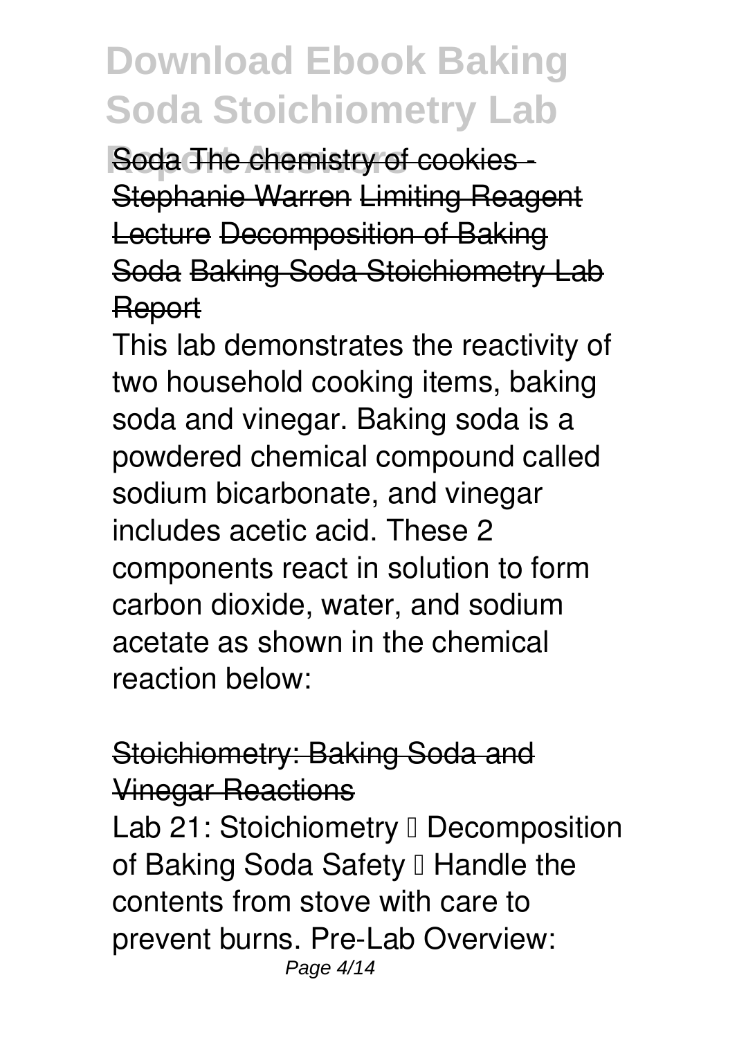Soda ~~The chemistry of cookies - Stephanie Warren~~ ~~Limiting Reagent Lecture~~ ~~Decomposition of Baking Soda~~ ~~Baking Soda Stoichiometry Lab Report~~

This lab demonstrates the reactivity of two household cooking items, baking soda and vinegar. Baking soda is a powdered chemical compound called sodium bicarbonate, and vinegar includes acetic acid. These 2 components react in solution to form carbon dioxide, water, and sodium acetate as shown in the chemical reaction below:

## ~~Stoichiometry: Baking Soda and Vinegar Reactions~~

Lab 21: Stoichiometry – Decomposition of Baking Soda Safety – Handle the contents from stove with care to prevent burns. Pre-Lab Overview: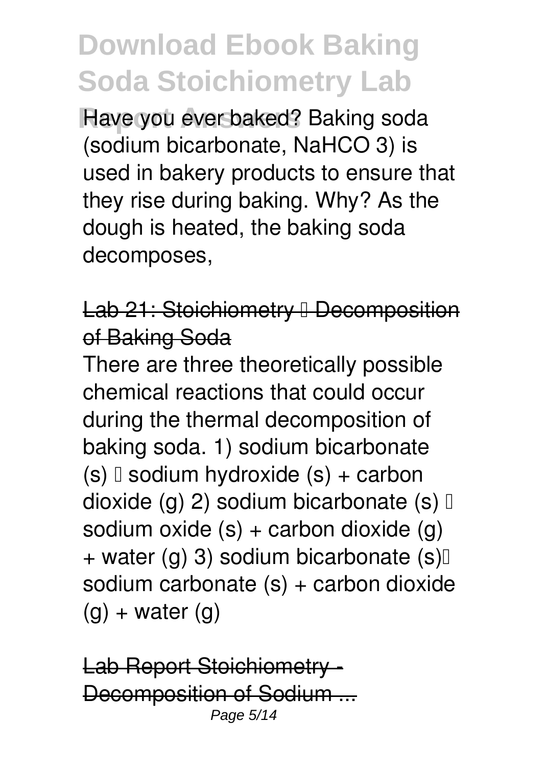Have you ever baked? Baking soda (sodium bicarbonate, $NaHCO_3$) is used in bakery products to ensure that they rise during baking. Why? As the dough is heated, the baking soda decomposes,

## Lab 21: Stoichiometry – Decomposition of Baking Soda

There are three theoretically possible chemical reactions that could occur during the thermal decomposition of baking soda. 1) sodium bicarbonate (s) → sodium hydroxide (s) + carbon dioxide (g) 2) sodium bicarbonate (s) → sodium oxide (s) + carbon dioxide (g) + water (g) 3) sodium bicarbonate (s) → sodium carbonate (s) + carbon dioxide (g) + water (g)

## Lab Report Stoichiometry - Decomposition of Sodium ...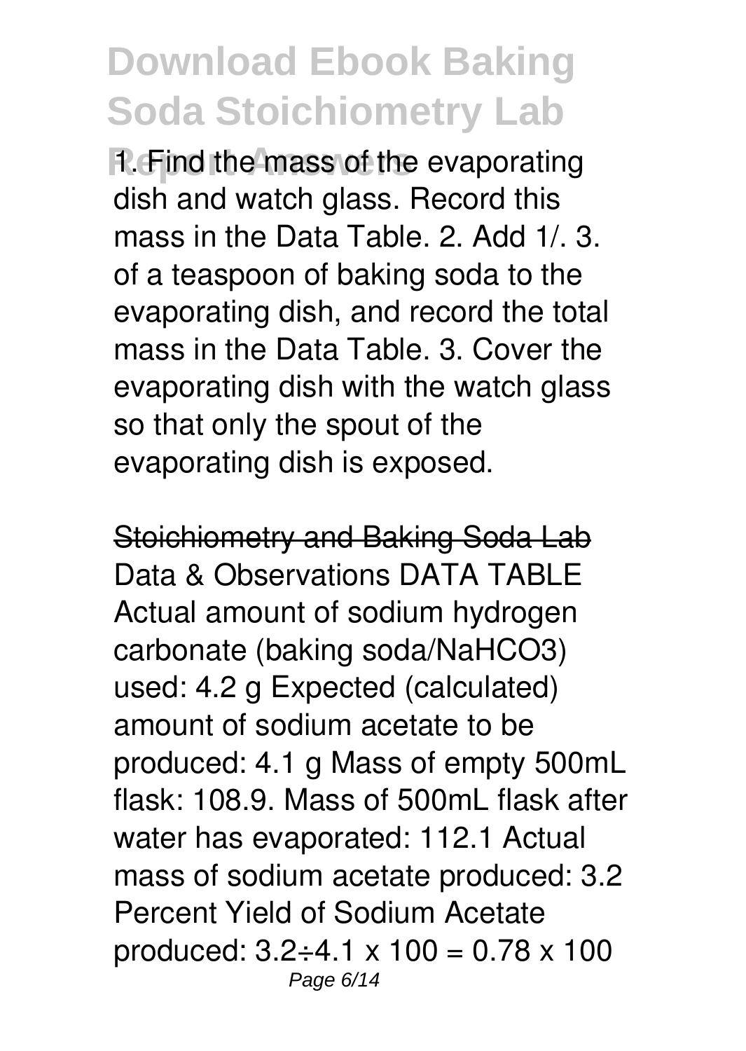1. Find the mass of the evaporating dish and watch glass. Record this mass in the Data Table. 2. Add 1/. 3. of a teaspoon of baking soda to the evaporating dish, and record the total mass in the Data Table. 3. Cover the evaporating dish with the watch glass so that only the spout of the evaporating dish is exposed.

## Stoichiometry and Baking Soda Lab

Data & Observations DATA TABLE Actual amount of sodium hydrogen carbonate (baking soda/$NaHCO_3$) used: 4.2 g Expected (calculated) amount of sodium acetate to be produced: 4.1 g Mass of empty 500mL flask: 108.9. Mass of 500mL flask after water has evaporated: 112.1 Actual mass of sodium acetate produced: 3.2 Percent Yield of Sodium Acetate produced: $3.2 \div 4.1 \times 100 = 0.78 \times 100$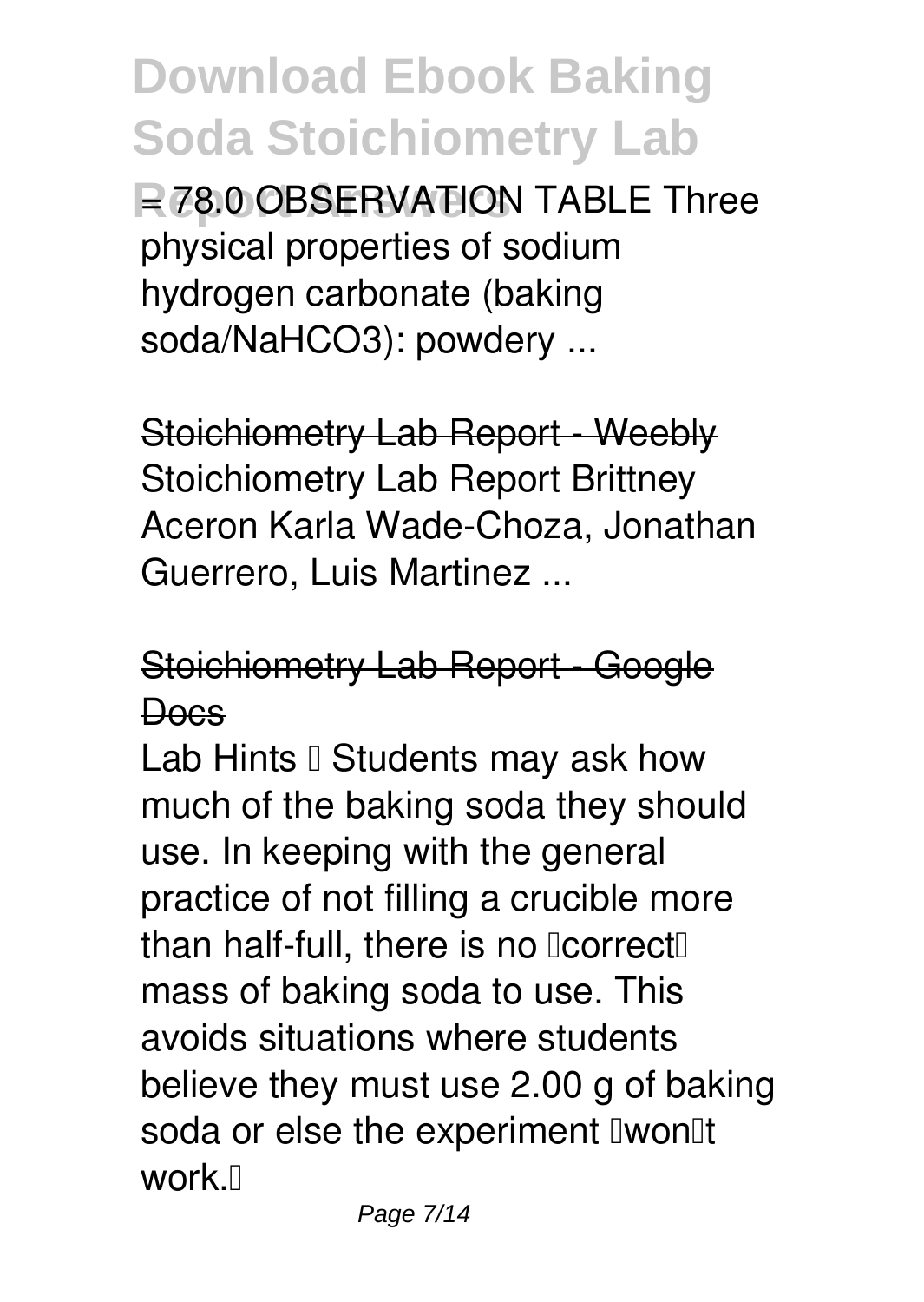= 78.0 OBSERVATION TABLE Three physical properties of sodium hydrogen carbonate (baking soda/$NaHCO_3$): powdery ...

Stoichiometry Lab Report - Weebly
Stoichiometry Lab Report Brittney Aceron Karla Wade-Choza, Jonathan Guerrero, Luis Martinez ...

Stoichiometry Lab Report - Google Docs
Lab Hints • Students may ask how much of the baking soda they should use. In keeping with the general practice of not filling a crucible more than half-full, there is no "correct" mass of baking soda to use. This avoids situations where students believe they must use 2.00 g of baking soda or else the experiment "won't work."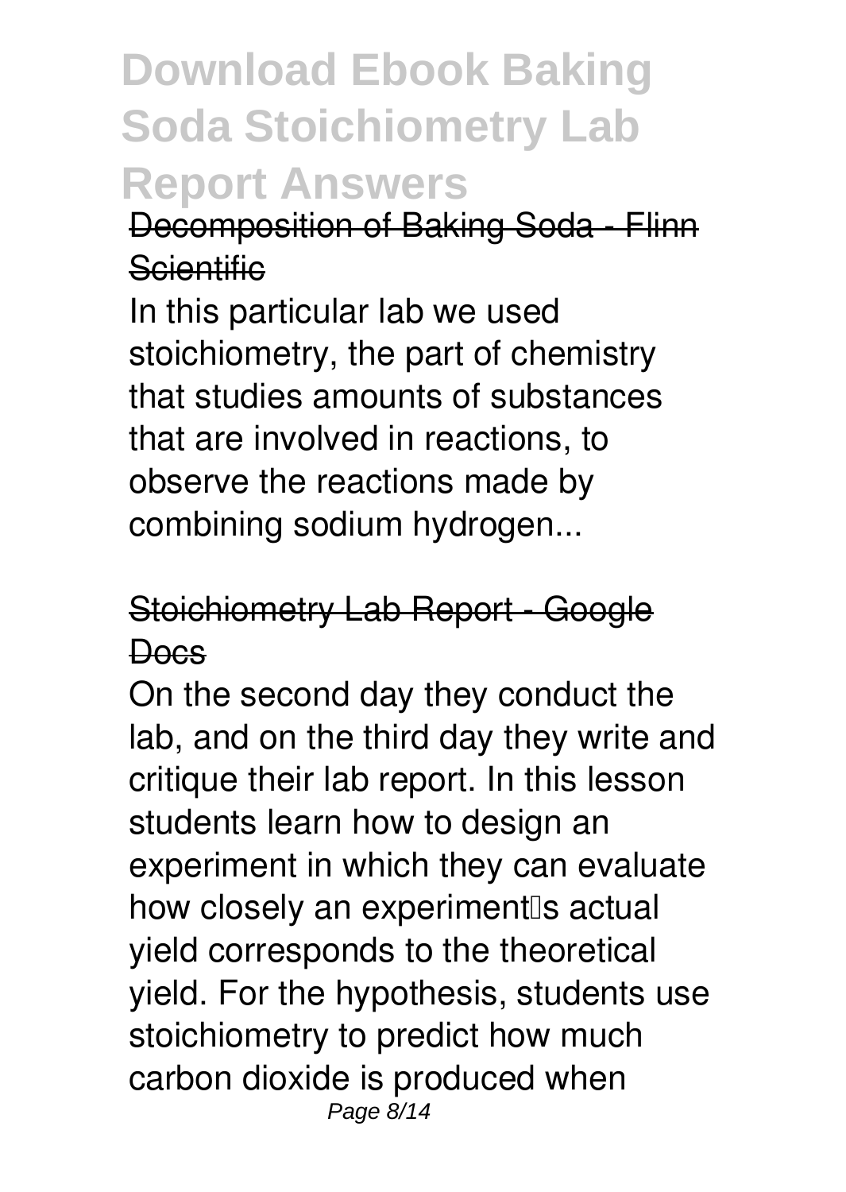Decomposition of Baking Soda - Flinn Scientific

In this particular lab we used stoichiometry, the part of chemistry that studies amounts of substances that are involved in reactions, to observe the reactions made by combining sodium hydrogen...

Stoichiometry Lab Report - Google Docs

On the second day they conduct the lab, and on the third day they write and critique their lab report. In this lesson students learn how to design an experiment in which they can evaluate how closely an experiment's actual yield corresponds to the theoretical yield. For the hypothesis, students use stoichiometry to predict how much carbon dioxide is produced when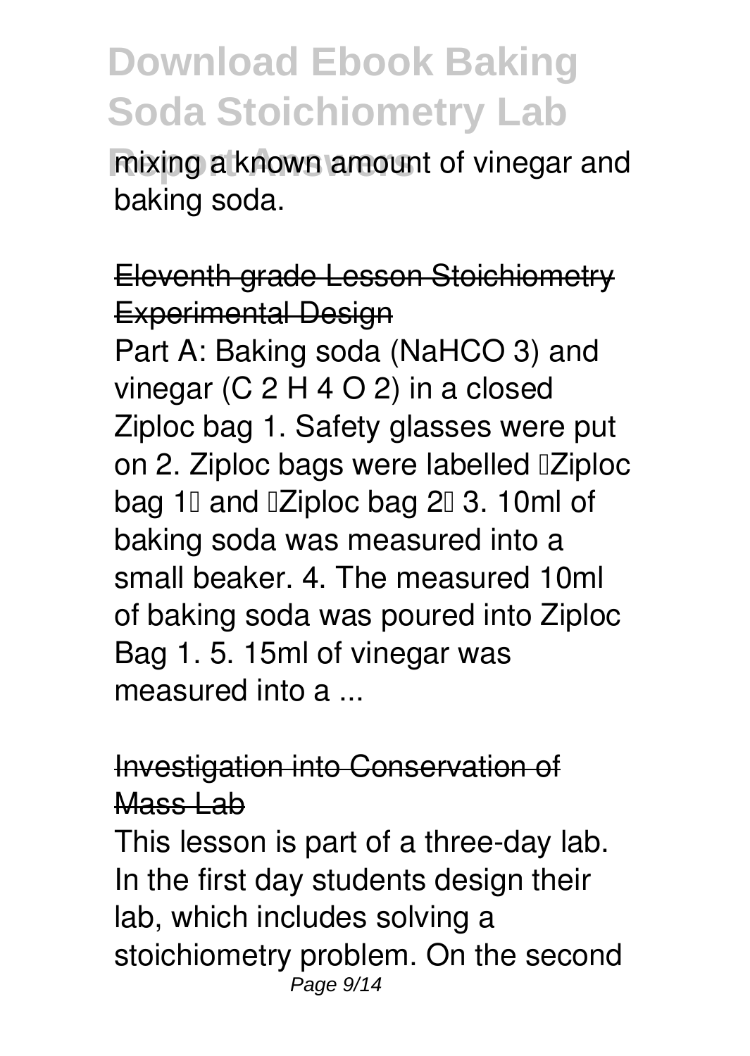mixing a known amount of vinegar and baking soda.

## Eleventh grade Lesson Stoichiometry Experimental Design

Part A: Baking soda ($NaHCO_3$) and vinegar ($C_2H_4O_2$) in a closed Ziploc bag 1. Safety glasses were put on 2. Ziploc bags were labelled "Ziploc bag 1" and "Ziploc bag 2" 3. 10ml of baking soda was measured into a small beaker. 4. The measured 10ml of baking soda was poured into Ziploc Bag 1. 5. 15ml of vinegar was measured into a ...

## Investigation into Conservation of Mass Lab

This lesson is part of a three-day lab. In the first day students design their lab, which includes solving a stoichiometry problem. On the second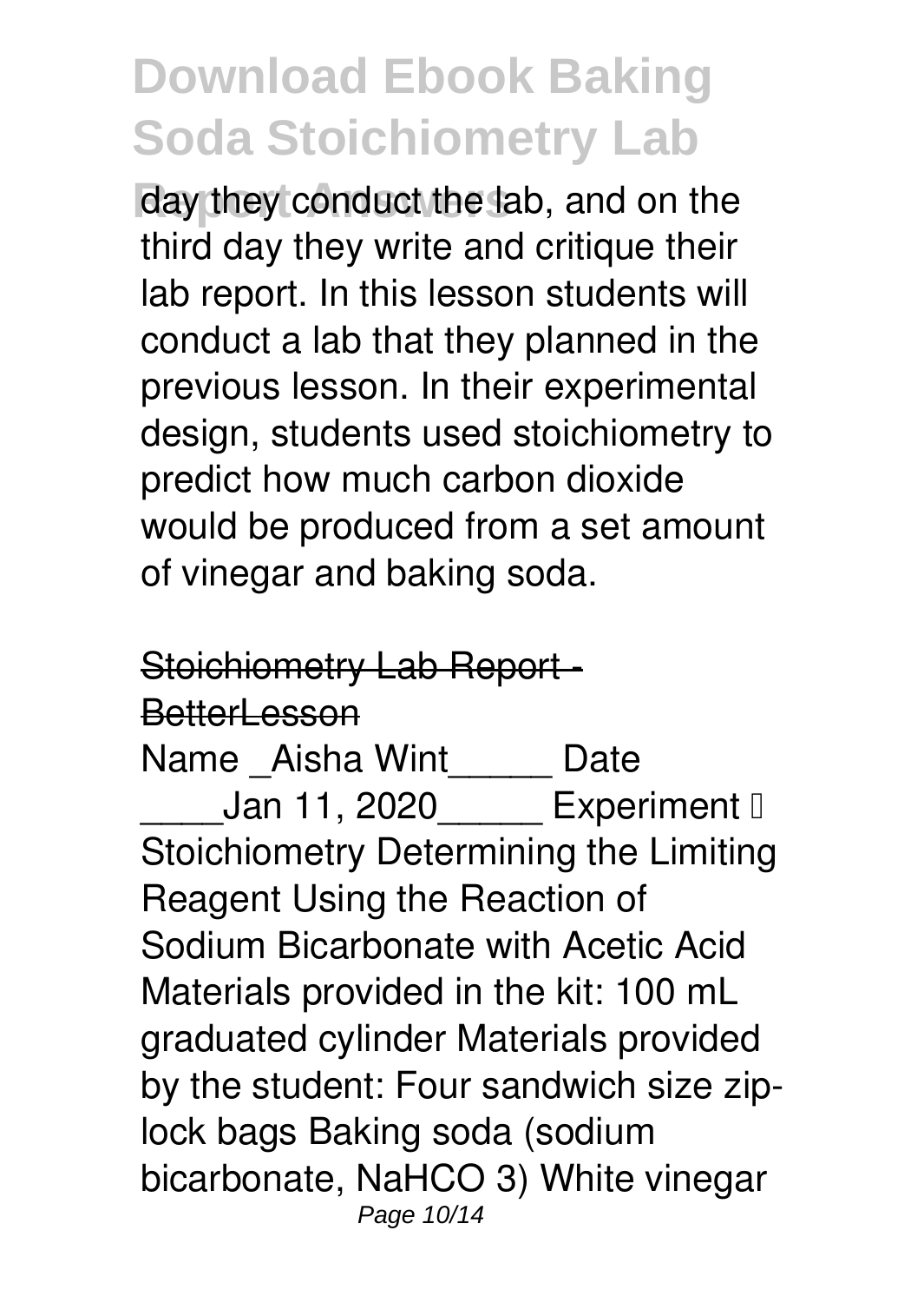day they conduct the lab, and on the third day they write and critique their lab report. In this lesson students will conduct a lab that they planned in the previous lesson. In their experimental design, students used stoichiometry to predict how much carbon dioxide would be produced from a set amount of vinegar and baking soda.

## Stoichiometry Lab Report - BetterLesson

Name _Aisha Wint_____ Date ____Jan 11, 2020_____ Experiment – Stoichiometry Determining the Limiting Reagent Using the Reaction of Sodium Bicarbonate with Acetic Acid Materials provided in the kit: 100 mL graduated cylinder Materials provided by the student: Four sandwich size zip-lock bags Baking soda (sodium bicarbonate, $NaHCO_3$) White vinegar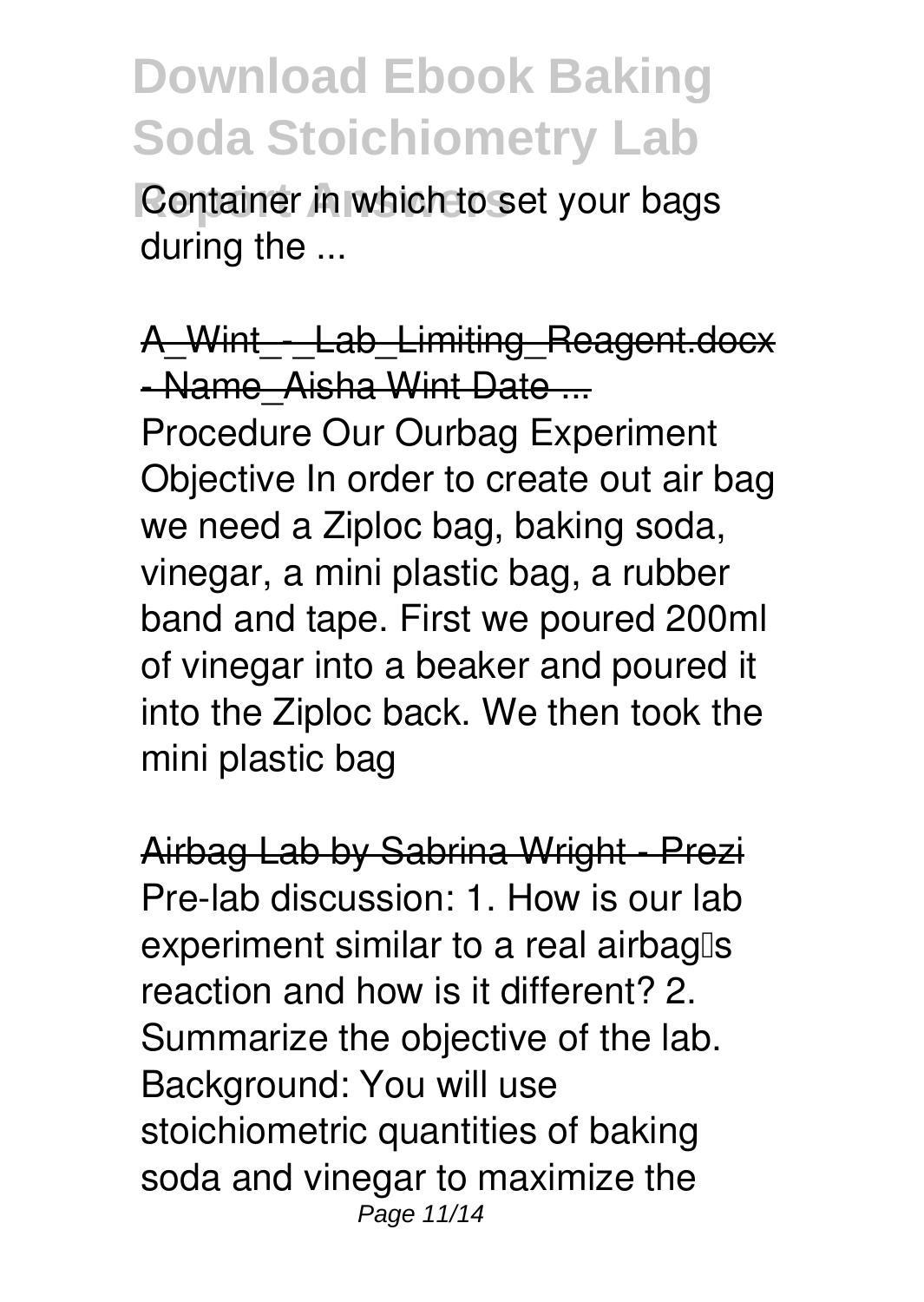Container in which to set your bags during the ...

A_Wint_-_Lab_Limiting_Reagent.docx - Name_Aisha Wint Date ...

Procedure Our Ourbag Experiment Objective In order to create out air bag we need a Ziploc bag, baking soda, vinegar, a mini plastic bag, a rubber band and tape. First we poured 200ml of vinegar into a beaker and poured it into the Ziploc back. We then took the mini plastic bag

Airbag Lab by Sabrina Wright - Prezi

Pre-lab discussion: 1. How is our lab experiment similar to a real airbag's reaction and how is it different? 2. Summarize the objective of the lab. Background: You will use stoichiometric quantities of baking soda and vinegar to maximize the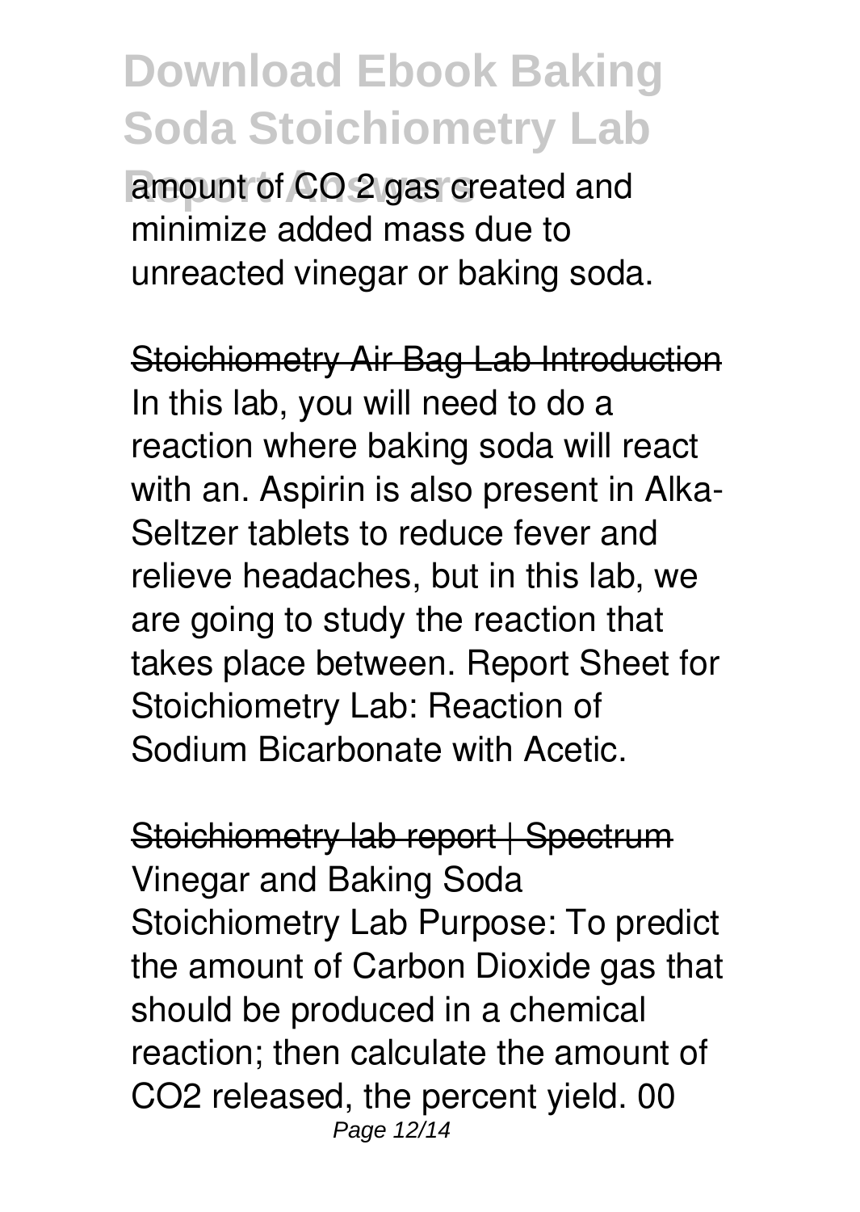amount of $CO_2$ gas created and minimize added mass due to unreacted vinegar or baking soda.

## Stoichiometry Air Bag Lab Introduction

In this lab, you will need to do a reaction where baking soda will react with an. Aspirin is also present in Alka-Seltzer tablets to reduce fever and relieve headaches, but in this lab, we are going to study the reaction that takes place between. Report Sheet for Stoichiometry Lab: Reaction of Sodium Bicarbonate with Acetic.

## Stoichiometry lab report | Spectrum

Vinegar and Baking Soda Stoichiometry Lab Purpose: To predict the amount of Carbon Dioxide gas that should be produced in a chemical reaction; then calculate the amount of $CO_2$ released, the percent yield. 00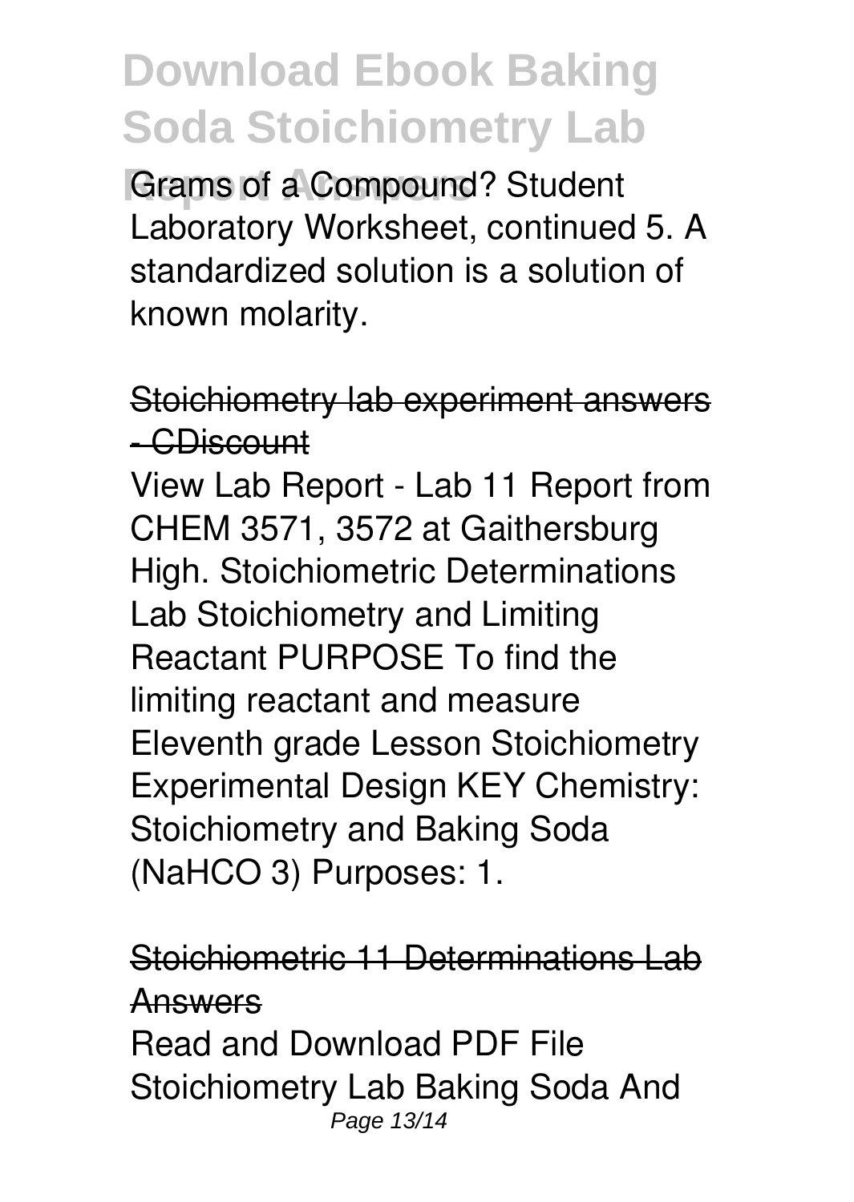Grams of a Compound? Student Laboratory Worksheet, continued 5. A standardized solution is a solution of known molarity.

## Stoichiometry lab experiment answers - CDiscount

View Lab Report - Lab 11 Report from CHEM 3571, 3572 at Gaithersburg High. Stoichiometric Determinations Lab Stoichiometry and Limiting Reactant PURPOSE To find the limiting reactant and measure Eleventh grade Lesson Stoichiometry Experimental Design KEY Chemistry: Stoichiometry and Baking Soda ($NaHCO_3$) Purposes: 1.

## Stoichiometric 11 Determinations Lab Answers

Read and Download PDF File Stoichiometry Lab Baking Soda And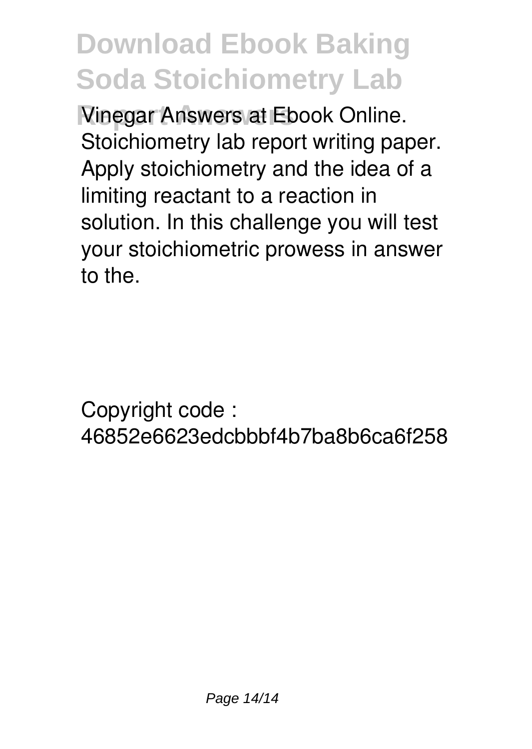Vinegar Answers at Ebook Online. Stoichiometry lab report writing paper. Apply stoichiometry and the idea of a limiting reactant to a reaction in solution. In this challenge you will test your stoichiometric prowess in answer to the.

Copyright code : 46852e6623edcbbbf4b7ba8b6ca6f258